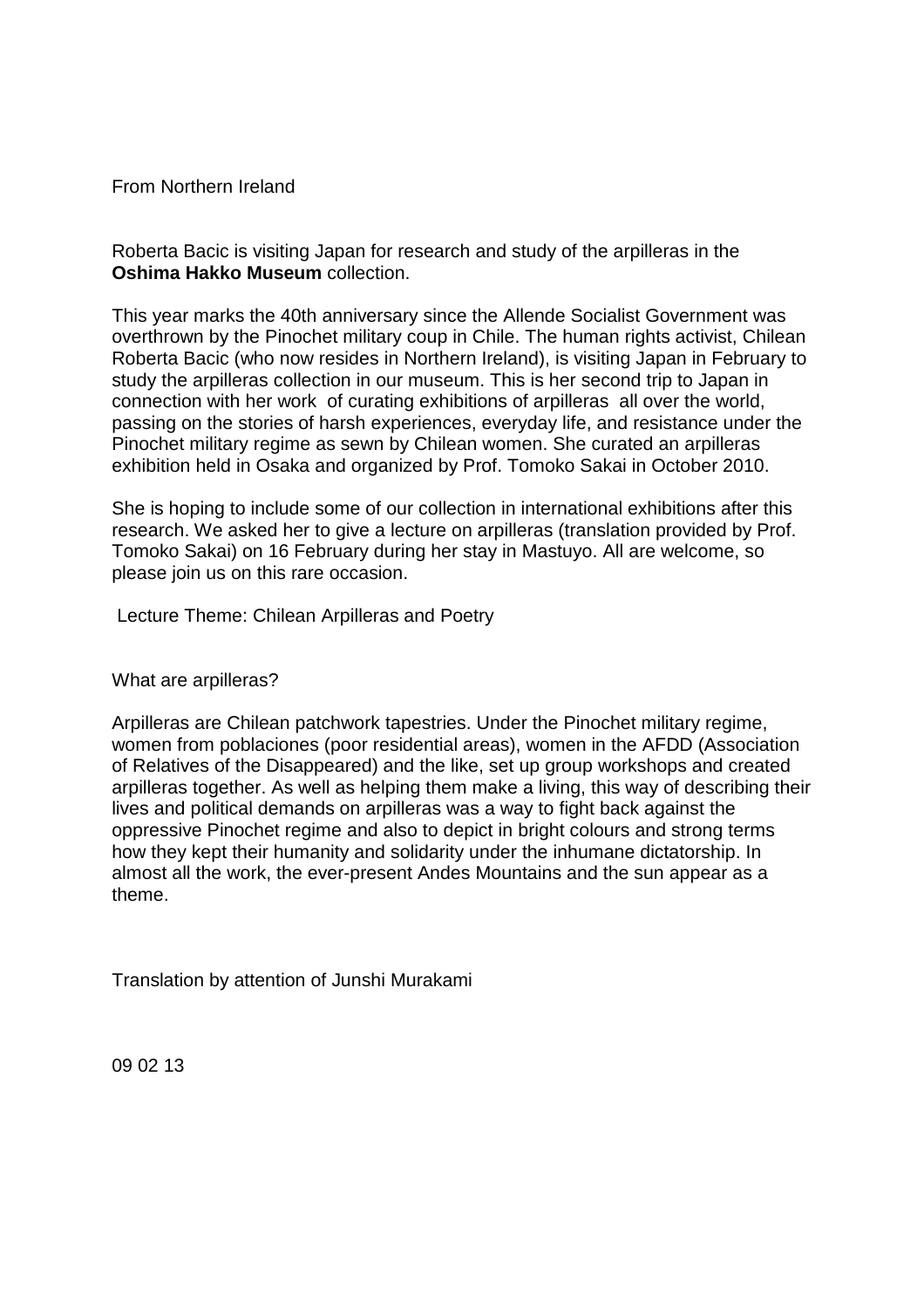From Northern Ireland

Roberta Bacic is visiting Japan for research and study of the arpilleras in the **Oshima Hakko Museum** collection.

This year marks the 40th anniversary since the Allende Socialist Government was overthrown by the Pinochet military coup in Chile. The human rights activist, Chilean Roberta Bacic (who now resides in Northern Ireland), is visiting Japan in February to study the arpilleras collection in our museum. This is her second trip to Japan in connection with her work of curating exhibitions of arpilleras all over the world, passing on the stories of harsh experiences, everyday life, and resistance under the Pinochet military regime as sewn by Chilean women. She curated an arpilleras exhibition held in Osaka and organized by Prof. Tomoko Sakai in October 2010.

She is hoping to include some of our collection in international exhibitions after this research. We asked her to give a lecture on arpilleras (translation provided by Prof. Tomoko Sakai) on 16 February during her stay in Mastuyo. All are welcome, so please join us on this rare occasion.

Lecture Theme: Chilean Arpilleras and Poetry

What are arpilleras?

Arpilleras are Chilean patchwork tapestries. Under the Pinochet military regime, women from poblaciones (poor residential areas), women in the AFDD (Association of Relatives of the Disappeared) and the like, set up group workshops and created arpilleras together. As well as helping them make a living, this way of describing their lives and political demands on arpilleras was a way to fight back against the oppressive Pinochet regime and also to depict in bright colours and strong terms how they kept their humanity and solidarity under the inhumane dictatorship. In almost all the work, the ever-present Andes Mountains and the sun appear as a theme.

Translation by attention of Junshi Murakami

09 02 13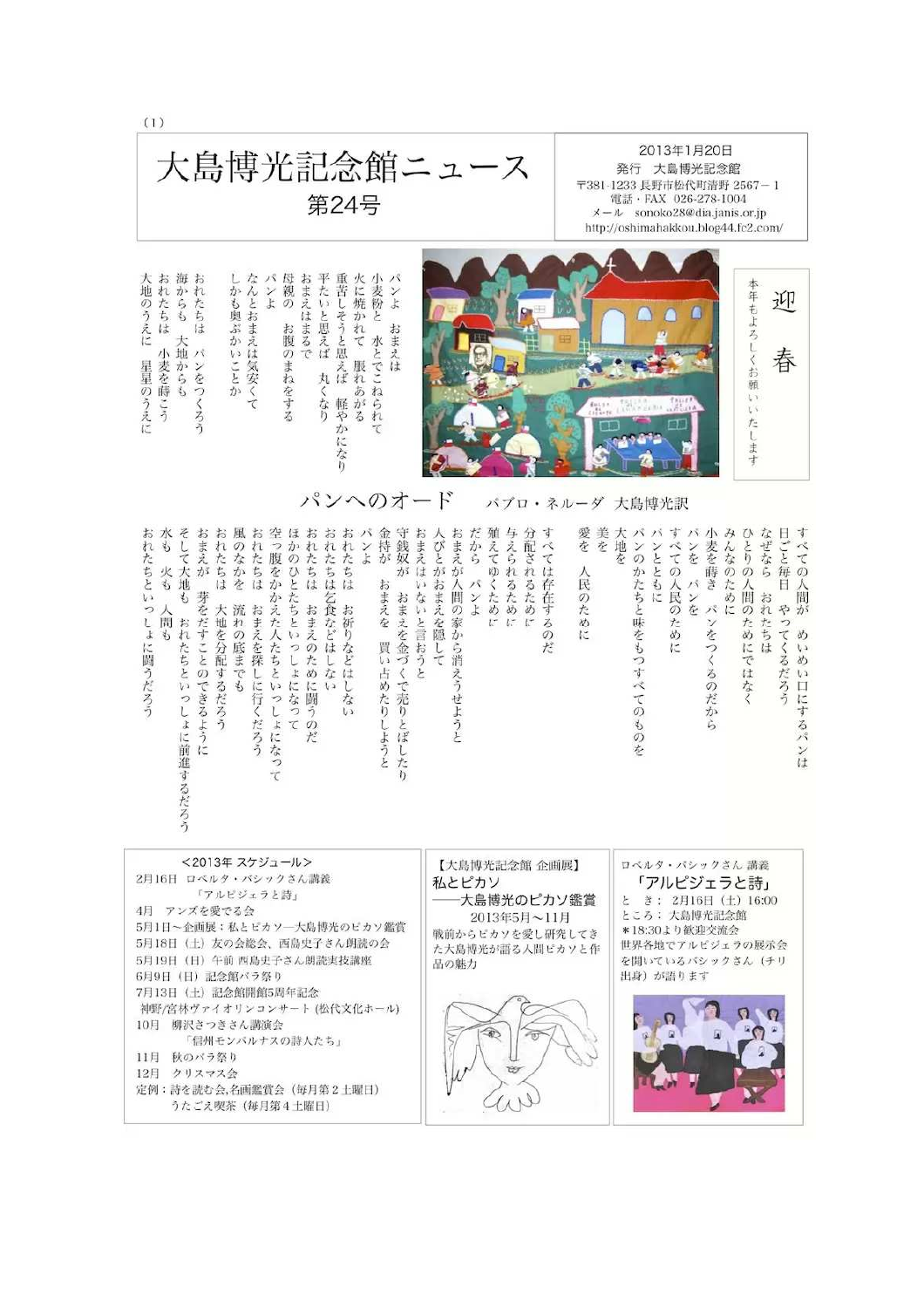# 大島博光記念館ニュース

## 第24号

2013年1月20日
発行　大島博光記念館
〒381-1233 長野市松代町清野 2567－1
電話・FAX　026-278-1004
メール　sonoko28@dia.janis.or.jp
http://oshimahakkou.blog44.fc2.com/

## 迎春

本年もよろしくお願いいたします

## パンへのオード　パブロ・ネルーダ　大島博光訳

パンよ　おまえは
小麦粉と　水とでこねられて
火に焼かれて　脹れあがる
重苦しそうと思えば　軽やかになり
平たいと思えば　丸くなり
おまえはまるで
母親の　お腹のまねをする
パンよ
なんとおまえは気安くて
しかも奥ぶかいことか

おれたちは　パンをつくろう
海からも　大地からも
おれたちは　小麦を蒔こう
大地のうえに　星星のうえに

すべての人間が　めいめい口にするパンは
日ごと毎日　やってくるだろう
なぜなら　おれたちは
ひとりの人間のためにではなく
みんなのために
小麦を蒔き　パンをつくるのだから
パンを　パンを
すべての人民のために
パンとともに
パンのかたちと味をもつすべてのものを
大地を
美を
愛を　人民のために

すべては存在するのだ
分配されるために
与えられるために
殖えてゆくために
だから　パンよ
おまえが人間の家から消えうせようと
人びとがおまえを隠して
おまえはいないと言おうと
守銭奴が　おまえを金づくで売りとばしたり
金持が　おまえを　買い占めたりしようと
パンよ
おれたちは　お祈りなどはしない
おれたちは乞食などはしない
おれたちは　おまえのために闘うのだ
ほかのひとたちといっしょになって
空っ腹をかかえた人たちといっしょになって
おれたちは　おまえを探しに行くだろう
風のなかを　流れの底までも
おれたちは　大地を分配するだろう
おまえが　芽をだすことのできるように
そして大地も　おれたちといっしょに前進するだろう
水も　火も　人間も
おれたちといっしょに闘うだろう

＜2013年 スケジュール＞

2月16日　ロベルタ・バシックさん講義
　　　　「アルピジェラと詩」
4月　アンズを愛でる会
5月1日～企画展：私とピカソ―大島博光のピカソ鑑賞
5月18日（土）友の会総会、西島史子さん朗読の会
5月19日（日）午前 西島史子さん朗読実技講座
6月9日（日）記念館バラ祭り
7月13日（土）記念館開館5周年記念
神野/宮林ヴァイオリンコンサート（松代文化ホール）
10月　榊沢さつきさん講演会
　　　「信州モンパルナスの詩人たち」
11月　秋のバラ祭り
12月　クリスマス会
定例：詩を読む会,名画鑑賞会（毎月第２土曜日）
　　　うたごえ喫茶（毎月第４土曜日）

【大島博光記念館 企画展】
私とピカソ
――大島博光のピカソ鑑賞
2013年5月～11月
戦前からピカソを愛し研究してきた大島博光が語る人間ピカソと作品の魅力

ロベルタ・バシックさん 講義
「アルピジェラと詩」
と　き：2月16日（土）16:00
ところ：大島博光記念館
＊18:30より歓迎交流会
世界各地でアルピジェラの展示会を開いているバシックさん（チリ出身）が語ります